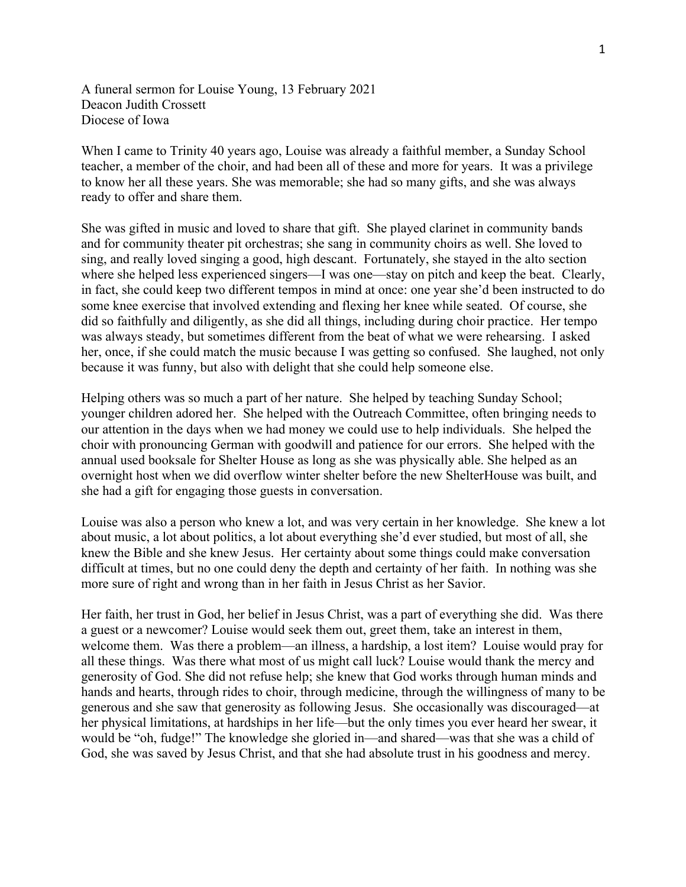A funeral sermon for Louise Young, 13 February 2021
Deacon Judith Crossett
Diocese of Iowa

When I came to Trinity 40 years ago, Louise was already a faithful member, a Sunday School teacher, a member of the choir, and had been all of these and more for years. It was a privilege to know her all these years. She was memorable; she had so many gifts, and she was always ready to offer and share them.

She was gifted in music and loved to share that gift. She played clarinet in community bands and for community theater pit orchestras; she sang in community choirs as well. She loved to sing, and really loved singing a good, high descant. Fortunately, she stayed in the alto section where she helped less experienced singers—I was one—stay on pitch and keep the beat. Clearly, in fact, she could keep two different tempos in mind at once: one year she'd been instructed to do some knee exercise that involved extending and flexing her knee while seated. Of course, she did so faithfully and diligently, as she did all things, including during choir practice. Her tempo was always steady, but sometimes different from the beat of what we were rehearsing. I asked her, once, if she could match the music because I was getting so confused. She laughed, not only because it was funny, but also with delight that she could help someone else.

Helping others was so much a part of her nature. She helped by teaching Sunday School; younger children adored her. She helped with the Outreach Committee, often bringing needs to our attention in the days when we had money we could use to help individuals. She helped the choir with pronouncing German with goodwill and patience for our errors. She helped with the annual used booksale for Shelter House as long as she was physically able. She helped as an overnight host when we did overflow winter shelter before the new ShelterHouse was built, and she had a gift for engaging those guests in conversation.

Louise was also a person who knew a lot, and was very certain in her knowledge. She knew a lot about music, a lot about politics, a lot about everything she'd ever studied, but most of all, she knew the Bible and she knew Jesus. Her certainty about some things could make conversation difficult at times, but no one could deny the depth and certainty of her faith. In nothing was she more sure of right and wrong than in her faith in Jesus Christ as her Savior.

Her faith, her trust in God, her belief in Jesus Christ, was a part of everything she did. Was there a guest or a newcomer? Louise would seek them out, greet them, take an interest in them, welcome them. Was there a problem—an illness, a hardship, a lost item? Louise would pray for all these things. Was there what most of us might call luck? Louise would thank the mercy and generosity of God. She did not refuse help; she knew that God works through human minds and hands and hearts, through rides to choir, through medicine, through the willingness of many to be generous and she saw that generosity as following Jesus. She occasionally was discouraged—at her physical limitations, at hardships in her life—but the only times you ever heard her swear, it would be "oh, fudge!" The knowledge she gloried in—and shared—was that she was a child of God, she was saved by Jesus Christ, and that she had absolute trust in his goodness and mercy.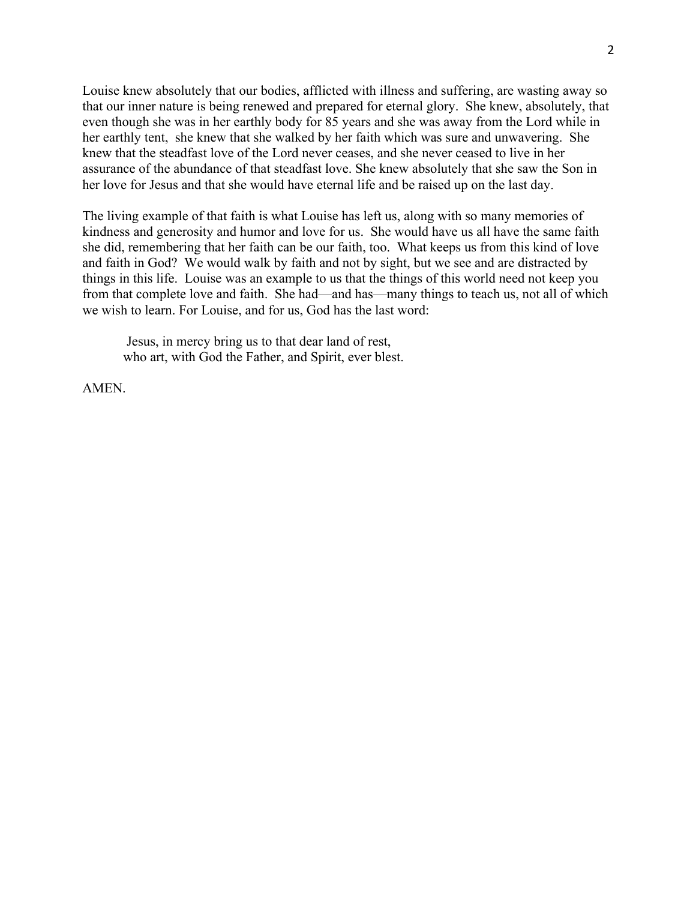Louise knew absolutely that our bodies, afflicted with illness and suffering, are wasting away so that our inner nature is being renewed and prepared for eternal glory. She knew, absolutely, that even though she was in her earthly body for 85 years and she was away from the Lord while in her earthly tent, she knew that she walked by her faith which was sure and unwavering. She knew that the steadfast love of the Lord never ceases, and she never ceased to live in her assurance of the abundance of that steadfast love. She knew absolutely that she saw the Son in her love for Jesus and that she would have eternal life and be raised up on the last day.

The living example of that faith is what Louise has left us, along with so many memories of kindness and generosity and humor and love for us. She would have us all have the same faith she did, remembering that her faith can be our faith, too. What keeps us from this kind of love and faith in God? We would walk by faith and not by sight, but we see and are distracted by things in this life. Louise was an example to us that the things of this world need not keep you from that complete love and faith. She had—and has—many things to teach us, not all of which we wish to learn. For Louise, and for us, God has the last word:

> Jesus, in mercy bring us to that dear land of rest,
> who art, with God the Father, and Spirit, ever blest.

AMEN.